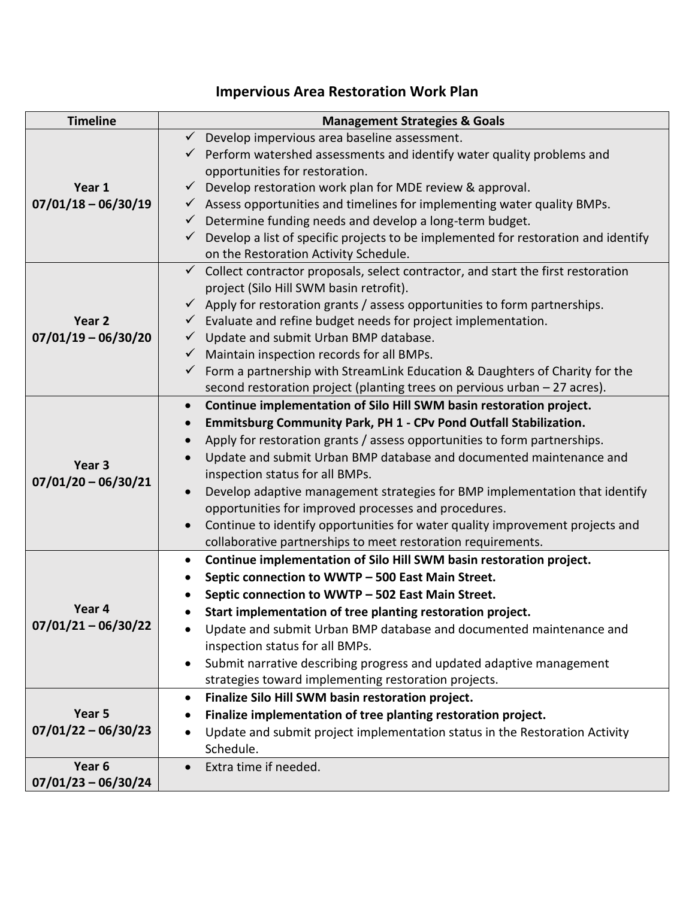# Impervious Area Restoration Work Plan

| Timeline | Management Strategies & Goals |
|---|---|
| **Year 1**<br>**07/01/18 – 06/30/19** | ✓ Develop impervious area baseline assessment.<br>✓ Perform watershed assessments and identify water quality problems and opportunities for restoration.<br>✓ Develop restoration work plan for MDE review & approval.<br>✓ Assess opportunities and timelines for implementing water quality BMPs.<br>✓ Determine funding needs and develop a long-term budget.<br>✓ Develop a list of specific projects to be implemented for restoration and identify on the Restoration Activity Schedule. |
| **Year 2**<br>**07/01/19 – 06/30/20** | ✓ Collect contractor proposals, select contractor, and start the first restoration project (Silo Hill SWM basin retrofit).<br>✓ Apply for restoration grants / assess opportunities to form partnerships.<br>✓ Evaluate and refine budget needs for project implementation.<br>✓ Update and submit Urban BMP database.<br>✓ Maintain inspection records for all BMPs.<br>✓ Form a partnership with StreamLink Education & Daughters of Charity for the second restoration project (planting trees on pervious urban – 27 acres). |
| **Year 3**<br>**07/01/20 – 06/30/21** | • **Continue implementation of Silo Hill SWM basin restoration project.**<br>• **Emmitsburg Community Park, PH 1 - CPv Pond Outfall Stabilization.**<br>• Apply for restoration grants / assess opportunities to form partnerships.<br>• Update and submit Urban BMP database and documented maintenance and inspection status for all BMPs.<br>• Develop adaptive management strategies for BMP implementation that identify opportunities for improved processes and procedures.<br>• Continue to identify opportunities for water quality improvement projects and collaborative partnerships to meet restoration requirements. |
| **Year 4**<br>**07/01/21 – 06/30/22** | • **Continue implementation of Silo Hill SWM basin restoration project.**<br>• **Septic connection to WWTP – 500 East Main Street.**<br>• **Septic connection to WWTP – 502 East Main Street.**<br>• **Start implementation of tree planting restoration project.**<br>• Update and submit Urban BMP database and documented maintenance and inspection status for all BMPs.<br>• Submit narrative describing progress and updated adaptive management strategies toward implementing restoration projects. |
| **Year 5**<br>**07/01/22 – 06/30/23** | • **Finalize Silo Hill SWM basin restoration project.**<br>• **Finalize implementation of tree planting restoration project.**<br>• Update and submit project implementation status in the Restoration Activity Schedule. |
| **Year 6**<br>**07/01/23 – 06/30/24** | • Extra time if needed. |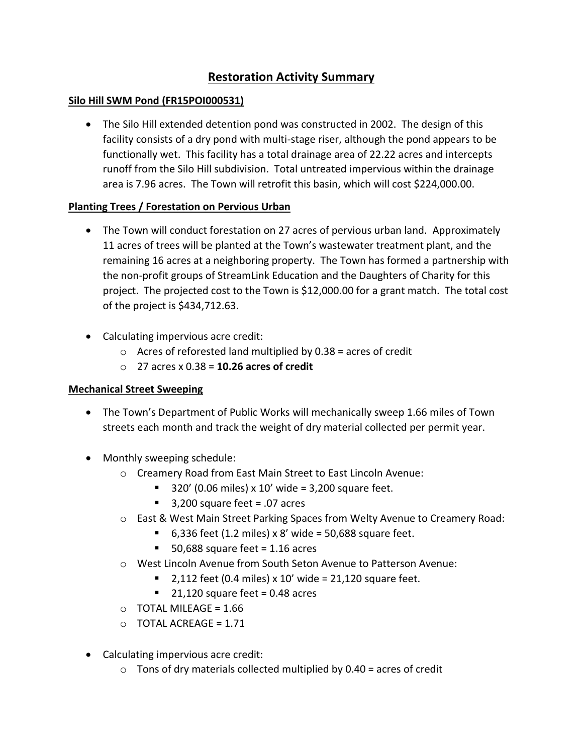# Restoration Activity Summary

## Silo Hill SWM Pond (FR15POI000531)

- The Silo Hill extended detention pond was constructed in 2002. The design of this facility consists of a dry pond with multi-stage riser, although the pond appears to be functionally wet. This facility has a total drainage area of 22.22 acres and intercepts runoff from the Silo Hill subdivision. Total untreated impervious within the drainage area is 7.96 acres. The Town will retrofit this basin, which will cost $224,000.00.

## Planting Trees / Forestation on Pervious Urban

- The Town will conduct forestation on 27 acres of pervious urban land. Approximately 11 acres of trees will be planted at the Town's wastewater treatment plant, and the remaining 16 acres at a neighboring property. The Town has formed a partnership with the non-profit groups of StreamLink Education and the Daughters of Charity for this project. The projected cost to the Town is $12,000.00 for a grant match. The total cost of the project is $434,712.63.

- Calculating impervious acre credit:
  - Acres of reforested land multiplied by 0.38 = acres of credit
  - 27 acres x 0.38 = **10.26 acres of credit**

## Mechanical Street Sweeping

- The Town's Department of Public Works will mechanically sweep 1.66 miles of Town streets each month and track the weight of dry material collected per permit year.

- Monthly sweeping schedule:
  - Creamery Road from East Main Street to East Lincoln Avenue:
    - 320' (0.06 miles) x 10' wide = 3,200 square feet.
    - 3,200 square feet = .07 acres
  - East & West Main Street Parking Spaces from Welty Avenue to Creamery Road:
    - 6,336 feet (1.2 miles) x 8' wide = 50,688 square feet.
    - 50,688 square feet = 1.16 acres
  - West Lincoln Avenue from South Seton Avenue to Patterson Avenue:
    - 2,112 feet (0.4 miles) x 10' wide = 21,120 square feet.
    - 21,120 square feet = 0.48 acres
  - TOTAL MILEAGE = 1.66
  - TOTAL ACREAGE = 1.71

- Calculating impervious acre credit:
  - Tons of dry materials collected multiplied by 0.40 = acres of credit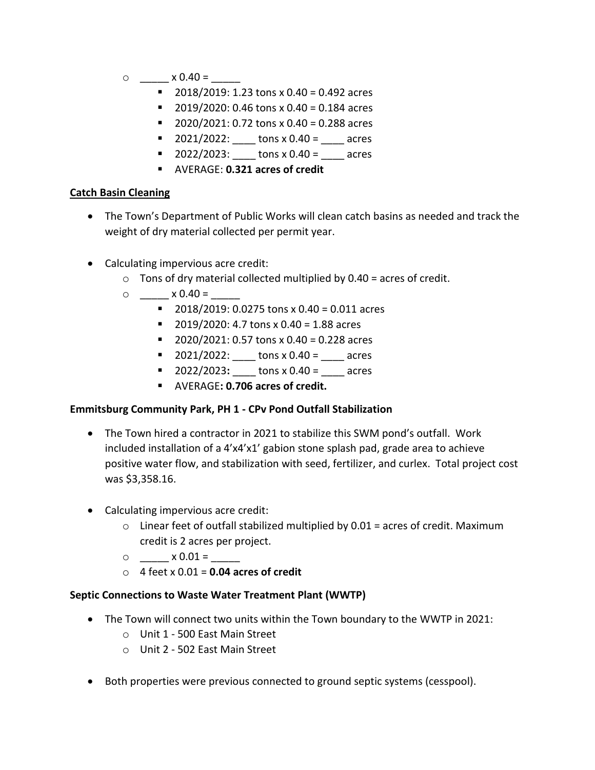- _____ x 0.40 = _____
    - 2018/2019: 1.23 tons x 0.40 = 0.492 acres
    - 2019/2020: 0.46 tons x 0.40 = 0.184 acres
    - 2020/2021: 0.72 tons x 0.40 = 0.288 acres
    - 2021/2022: ____ tons x 0.40 = ____ acres
    - 2022/2023: ____ tons x 0.40 = ____ acres
    - AVERAGE: **0.321 acres of credit**

**Catch Basin Cleaning**

- The Town's Department of Public Works will clean catch basins as needed and track the weight of dry material collected per permit year.

- Calculating impervious acre credit:
    - Tons of dry material collected multiplied by 0.40 = acres of credit.
    - _____ x 0.40 = _____
        - 2018/2019: 0.0275 tons x 0.40 = 0.011 acres
        - 2019/2020: 4.7 tons x 0.40 = 1.88 acres
        - 2020/2021: 0.57 tons x 0.40 = 0.228 acres
        - 2021/2022: ____ tons x 0.40 = ____ acres
        - 2022/2023**:** ____ tons x 0.40 = ____ acres
        - AVERAGE**: 0.706 acres of credit.**

**Emmitsburg Community Park, PH 1 - CPv Pond Outfall Stabilization**

- The Town hired a contractor in 2021 to stabilize this SWM pond's outfall. Work included installation of a 4'x4'x1' gabion stone splash pad, grade area to achieve positive water flow, and stabilization with seed, fertilizer, and curlex. Total project cost was $3,358.16.

- Calculating impervious acre credit:
    - Linear feet of outfall stabilized multiplied by 0.01 = acres of credit. Maximum credit is 2 acres per project.
    - _____ x 0.01 = _____
    - 4 feet x 0.01 = **0.04 acres of credit**

**Septic Connections to Waste Water Treatment Plant (WWTP)**

- The Town will connect two units within the Town boundary to the WWTP in 2021:
    - Unit 1 - 500 East Main Street
    - Unit 2 - 502 East Main Street

- Both properties were previous connected to ground septic systems (cesspool).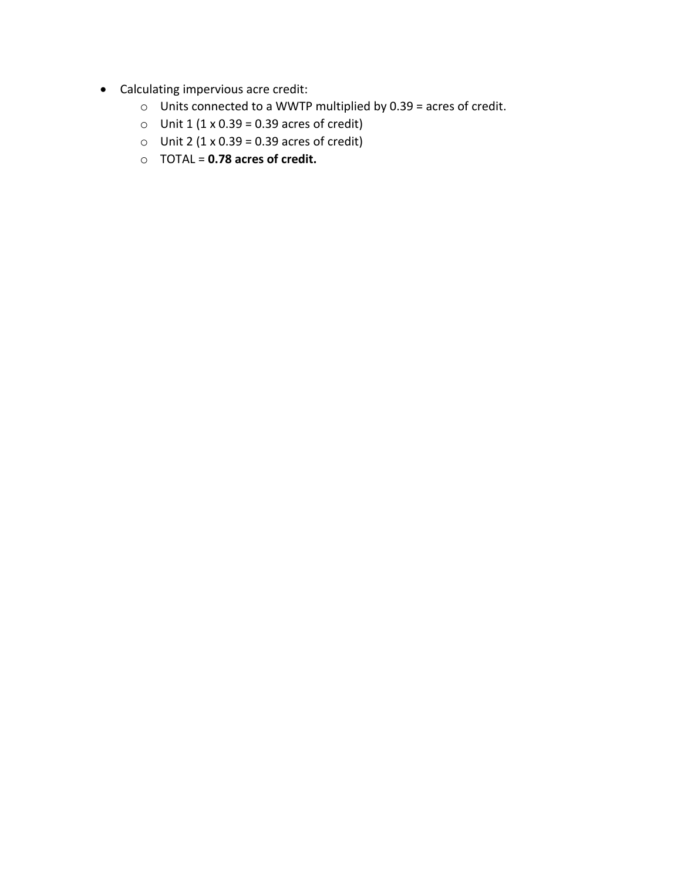- Calculating impervious acre credit:
  - Units connected to a WWTP multiplied by 0.39 = acres of credit.
  - Unit 1 (1 x 0.39 = 0.39 acres of credit)
  - Unit 2 (1 x 0.39 = 0.39 acres of credit)
  - TOTAL = **0.78 acres of credit.**